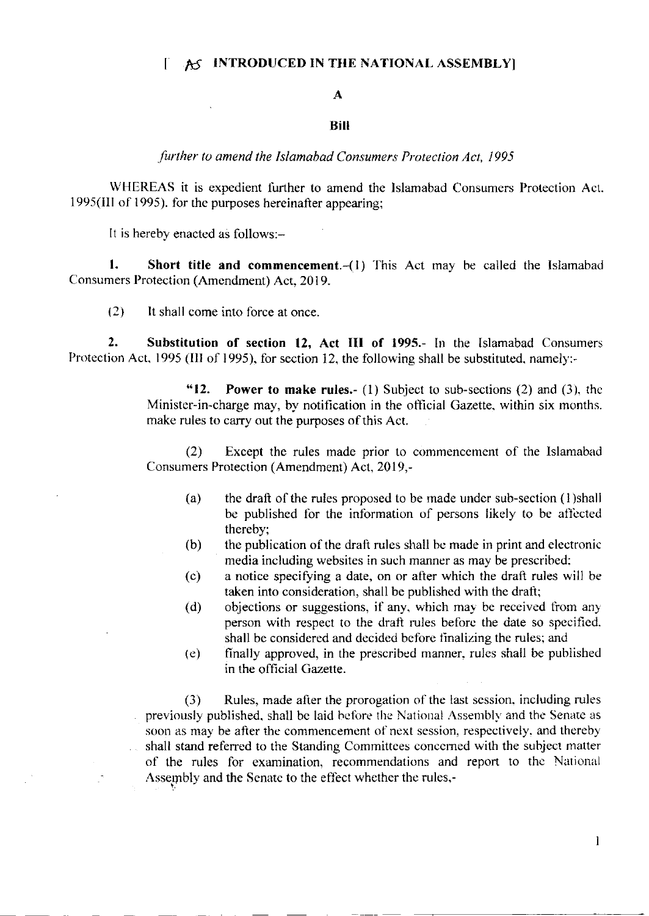[ AS INTRODUCED IN THE NATIONAL ASSEMBLY]

**A**

**Bill**

*further to amend the Islamabad Consumers Protection Act, 1995*

WHEREAS it is expedient further to amend the Islamabad Consumers Protection Act. 1995(III of 1995). for the purposes hereinafter appearing;

It is hereby enacted as follows:-

**1. Short title and commencement.**-(1) This Act may be called the Islamabad Consumers Protection (Amendment) Act, 2019.

(2) It shall come into force at once.

**2. Substitution of section 12, Act III of 1995.**- In the Islamabad Consumers Protection Act, 1995 (III of 1995), for section 12, the following shall be substituted, namely:-

> "**12. Power to make rules.**- (1) Subject to sub-sections (2) and (3), the Minister-in-charge may, by notification in the official Gazette, within six months. make rules to carry out the purposes of this Act.
>
> (2) Except the rules made prior to commencement of the Islamabad Consumers Protection (Amendment) Act, 2019,-
>
> (a) the draft of the rules proposed to be made under sub-section (1)shall be published for the information of persons likely to be affected thereby;
>
> (b) the publication of the draft rules shall be made in print and electronic media including websites in such manner as may be prescribed;
>
> (c) a notice specifying a date, on or after which the draft rules will be taken into consideration, shall be published with the draft;
>
> (d) objections or suggestions, if any, which may be received from any person with respect to the draft rules before the date so specified. shall be considered and decided before finalizing the rules; and
>
> (e) finally approved, in the prescribed manner, rules shall be published in the official Gazette.
>
> (3) Rules, made after the prorogation of the last session, including rules previously published, shall be laid before the National Assembly and the Senate as soon as may be after the commencement of next session, respectively, and thereby shall stand referred to the Standing Committees concerned with the subject matter of the rules for examination, recommendations and report to the National Assembly and the Senate to the effect whether the rules,-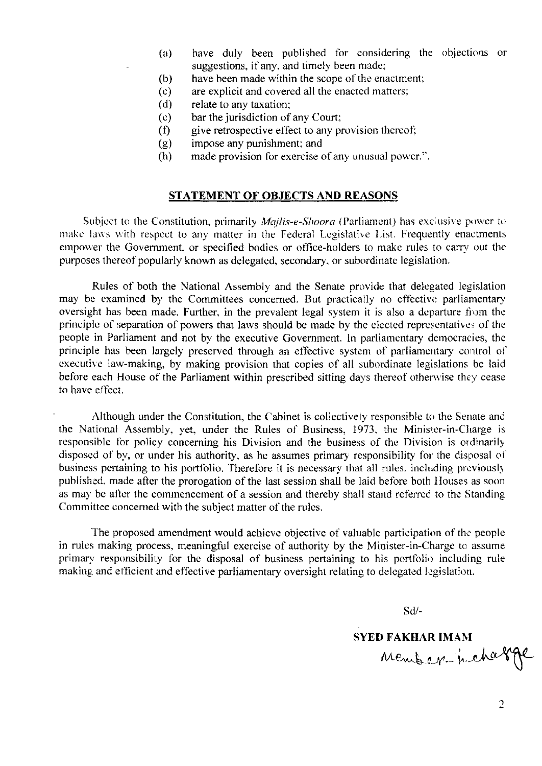(a) have duly been published for considering the objections or suggestions, if any, and timely been made;
(b) have been made within the scope of the enactment;
(c) are explicit and covered all the enacted matters:
(d) relate to any taxation;
(e) bar the jurisdiction of any Court;
(f) give retrospective effect to any provision thereof;
(g) impose any punishment; and
(h) made provision for exercise of any unusual power.".

## STATEMENT OF OBJECTS AND REASONS

Subject to the Constitution, primarily *Majlis-e-Shoora* (Parliament) has exclusive power to make laws with respect to any matter in the Federal Legislative List. Frequently enactments empower the Government, or specified bodies or office-holders to make rules to carry out the purposes thereof popularly known as delegated, secondary, or subordinate legislation.

Rules of both the National Assembly and the Senate provide that delegated legislation may be examined by the Committees concerned. But practically no effective parliamentary oversight has been made. Further, in the prevalent legal system it is also a departure from the principle of separation of powers that laws should be made by the elected representatives of the people in Parliament and not by the executive Government. In parliamentary democracies, the principle has been largely preserved through an effective system of parliamentary control of executive law-making, by making provision that copies of all subordinate legislations be laid before each House of the Parliament within prescribed sitting days thereof otherwise they cease to have effect.

Although under the Constitution, the Cabinet is collectively responsible to the Senate and the National Assembly, yet, under the Rules of Business, 1973, the Minister-in-Charge is responsible for policy concerning his Division and the business of the Division is ordinarily disposed of by, or under his authority, as he assumes primary responsibility for the disposal of business pertaining to his portfolio. Therefore it is necessary that all rules, including previously published, made after the prorogation of the last session shall be laid before both Houses as soon as may be after the commencement of a session and thereby shall stand referred to the Standing Committee concerned with the subject matter of the rules.

The proposed amendment would achieve objective of valuable participation of the people in rules making process, meaningful exercise of authority by the Minister-in-Charge to assume primary responsibility for the disposal of business pertaining to his portfolio including rule making and efficient and effective parliamentary oversight relating to delegated legislation.

Sd/-

**SYED FAKHAR IMAM**
Member-in-charge